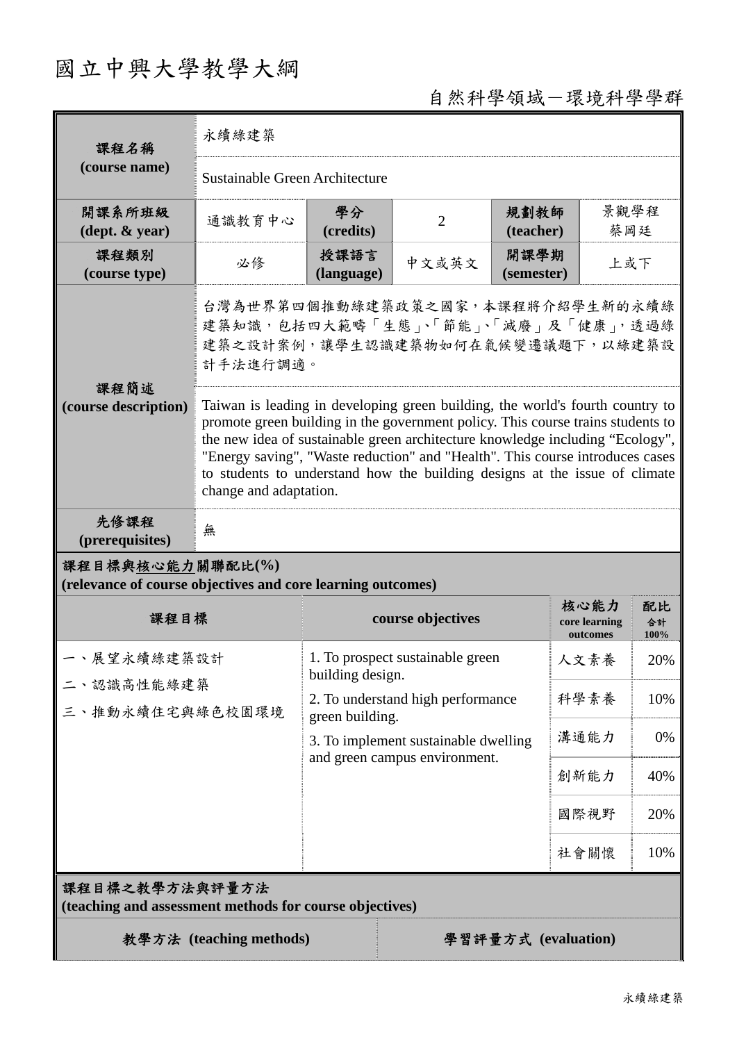# 國立中興大學教學大綱

自然科學領域－環境科學學群

| 課程名稱 (course name) | 永續綠建築 | | | | |
|---|---|---|---|---|---|
| | Sustainable Green Architecture | | | | |
| 開課系所班級 (dept. & year) | 通識教育中心 | 學分 (credits) | 2 | 規劃教師 (teacher) | 景觀學程 蔡岡廷 |
| 課程類別 (course type) | 必修 | 授課語言 (language) | 中文或英文 | 開課學期 (semester) | 上或下 |
| 課程簡述 (course description) | 台灣為世界第四個推動綠建築政策之國家，本課程將介紹學生新的永續綠建築知識，包括四大範疇「生態」、「節能」、「減廢」及「健康」，透過綠建築之設計案例，讓學生認識建築物如何在氣候變遷議題下，以綠建築設計手法進行調適。 | | | | |
| | Taiwan is leading in developing green building, the world's fourth country to promote green building in the government policy. This course trains students to the new idea of sustainable green architecture knowledge including "Ecology", "Energy saving", "Waste reduction" and "Health". This course introduces cases to students to understand how the building designs at the issue of climate change and adaptation. | | | | |
| 先修課程 (prerequisites) | 無 | | | | |

**課程目標與核心能力關聯配比(%)**
**(relevance of course objectives and core learning outcomes)**

| 課程目標 | course objectives | 核心能力 core learning outcomes | 配比 合計 100% |
|---|---|---|---|
| 一、展望永續綠建築設計<br>二、認識高性能綠建築<br>三、推動永續住宅與綠色校園環境 | 1. To prospect sustainable green building design.<br>2. To understand high performance green building.<br>3. To implement sustainable dwelling and green campus environment. | 人文素養 | 20% |
| | | 科學素養 | 10% |
| | | 溝通能力 | 0% |
| | | 創新能力 | 40% |
| | | 國際視野 | 20% |
| | | 社會關懷 | 10% |

**課程目標之教學方法與評量方法**
**(teaching and assessment methods for course objectives)**

| 教學方法 (teaching methods) | 學習評量方式 (evaluation) |
|---|---|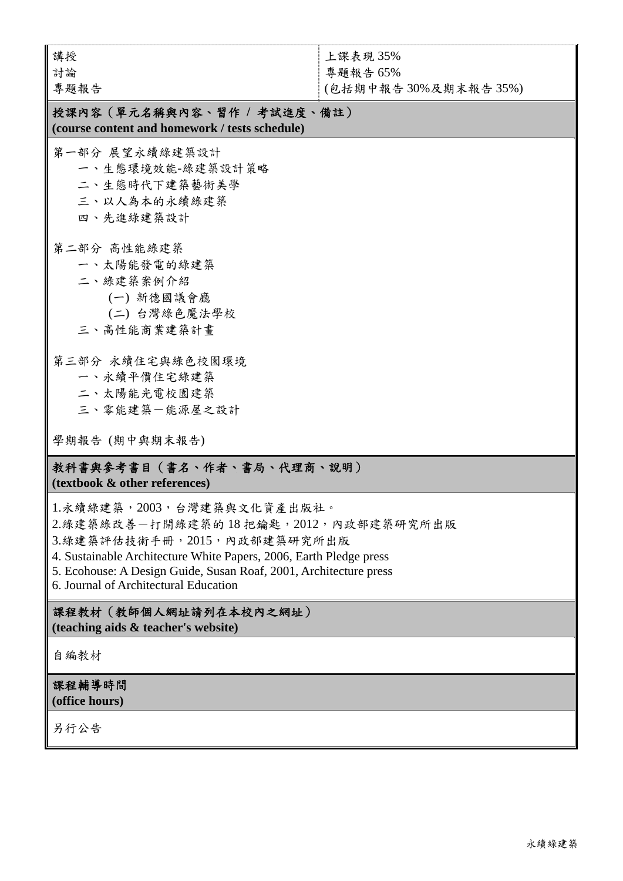| | |
|---|---|
| 講授<br>討論<br>專題報告 | 上課表現 35%<br>專題報告 65%<br>(包括期中報告 30%及期末報告 35%) |

**授課內容（單元名稱與內容、習作 / 考試進度、備註）**
**(course content and homework / tests schedule)**

第一部分 展望永續綠建築設計

一、生態環境效能-綠建築設計策略
二、生態時代下建築藝術美學
三、以人為本的永續綠建築
四、先進綠建築設計

第二部分 高性能綠建築

一、太陽能發電的綠建築
二、綠建築案例介紹
　(一) 新德國議會廳
　(二) 台灣綠色魔法學校
三、高性能商業建築計畫

第三部分 永續住宅與綠色校園環境

一、永續平價住宅綠建築
二、太陽能光電校園建築
三、零能建築－能源屋之設計

學期報告 (期中與期末報告)

**教科書與參考書目（書名、作者、書局、代理商、說明）**
**(textbook & other references)**

1.永續綠建築，2003，台灣建築與文化資產出版社。
2.綠建築綠改善－打開綠建築的 18 把鑰匙，2012，內政部建築研究所出版
3.綠建築評估技術手冊，2015，內政部建築研究所出版
4. Sustainable Architecture White Papers, 2006, Earth Pledge press
5. Ecohouse: A Design Guide, Susan Roaf, 2001, Architecture press
6. Journal of Architectural Education

**課程教材（教師個人網址請列在本校內之網址）**
**(teaching aids & teacher's website)**

自編教材

**課程輔導時間**
**(office hours)**

另行公告